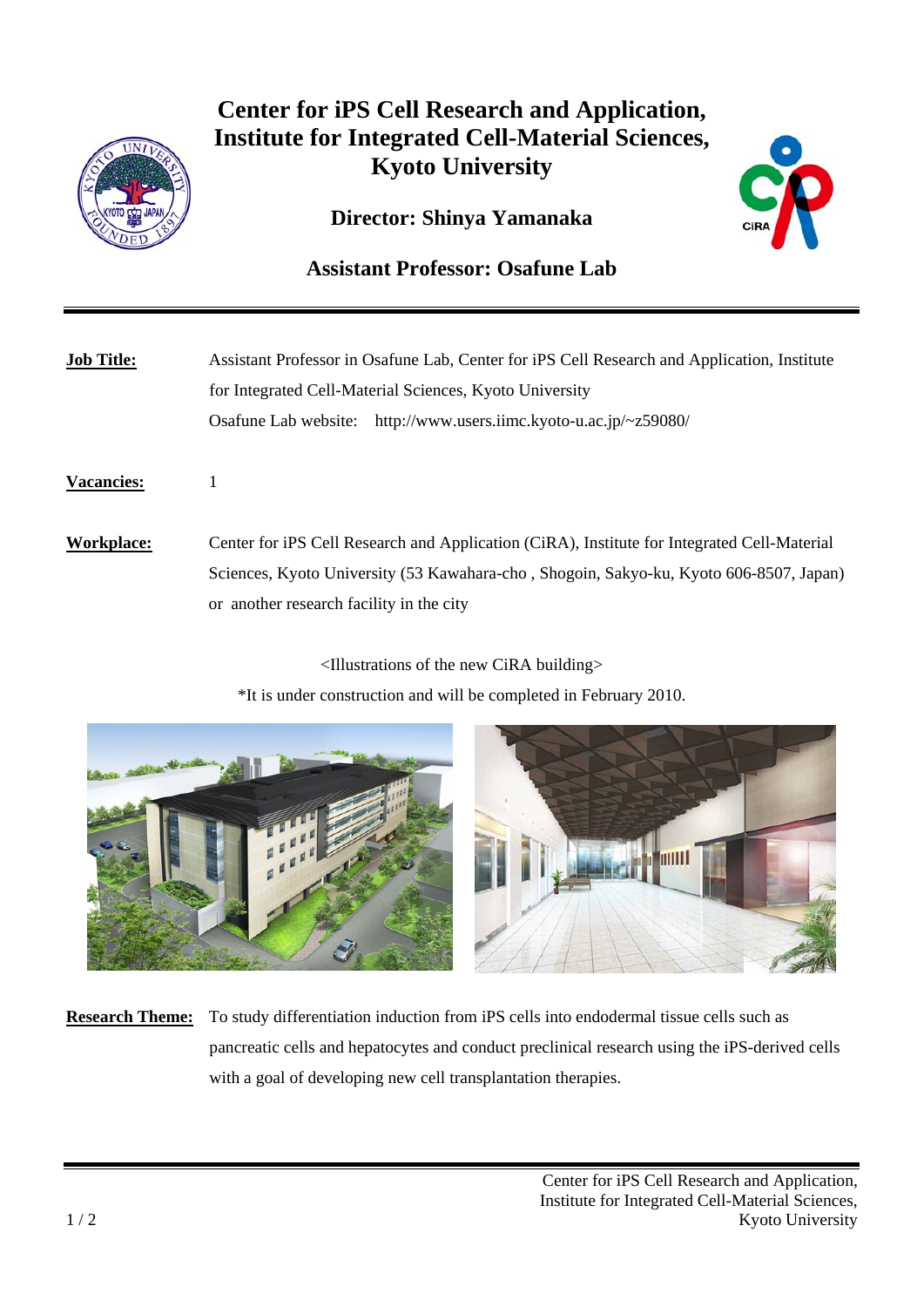# Center for iPS Cell Research and Application, Institute for Integrated Cell-Material Sciences, Kyoto University

## Director: Shinya Yamanaka

## Assistant Professor: Osafune Lab

---

**Job Title:** Assistant Professor in Osafune Lab, Center for iPS Cell Research and Application, Institute for Integrated Cell-Material Sciences, Kyoto University
Osafune Lab website: http://www.users.iimc.kyoto-u.ac.jp/~z59080/

**Vacancies:** 1

**Workplace:** Center for iPS Cell Research and Application (CiRA), Institute for Integrated Cell-Material Sciences, Kyoto University (53 Kawahara-cho , Shogoin, Sakyo-ku, Kyoto 606-8507, Japan) or another research facility in the city

<Illustrations of the new CiRA building>

*It is under construction and will be completed in February 2010.

**Research Theme:** To study differentiation induction from iPS cells into endodermal tissue cells such as pancreatic cells and hepatocytes and conduct preclinical research using the iPS-derived cells with a goal of developing new cell transplantation therapies.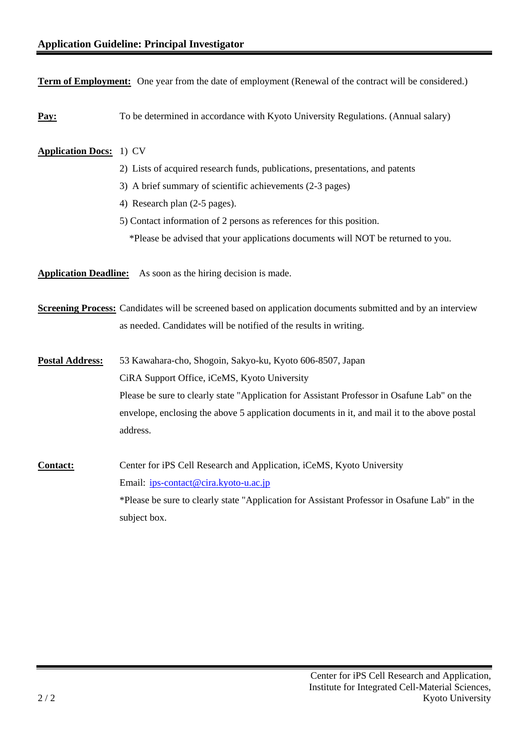## Application Guideline: Principal Investigator

**Term of Employment:** One year from the date of employment (Renewal of the contract will be considered.)

**Pay:** To be determined in accordance with Kyoto University Regulations. (Annual salary)

**Application Docs:**

1) CV
2) Lists of acquired research funds, publications, presentations, and patents
3) A brief summary of scientific achievements (2-3 pages)
4) Research plan (2-5 pages).
5) Contact information of 2 persons as references for this position.

*Please be advised that your applications documents will NOT be returned to you.

**Application Deadline:** As soon as the hiring decision is made.

**Screening Process:** Candidates will be screened based on application documents submitted and by an interview as needed. Candidates will be notified of the results in writing.

**Postal Address:** 53 Kawahara-cho, Shogoin, Sakyo-ku, Kyoto 606-8507, Japan
CiRA Support Office, iCeMS, Kyoto University
Please be sure to clearly state "Application for Assistant Professor in Osafune Lab" on the envelope, enclosing the above 5 application documents in it, and mail it to the above postal address.

**Contact:** Center for iPS Cell Research and Application, iCeMS, Kyoto University
Email: ips-contact@cira.kyoto-u.ac.jp
*Please be sure to clearly state "Application for Assistant Professor in Osafune Lab" in the subject box.

Center for iPS Cell Research and Application,
Institute for Integrated Cell-Material Sciences,
Kyoto University